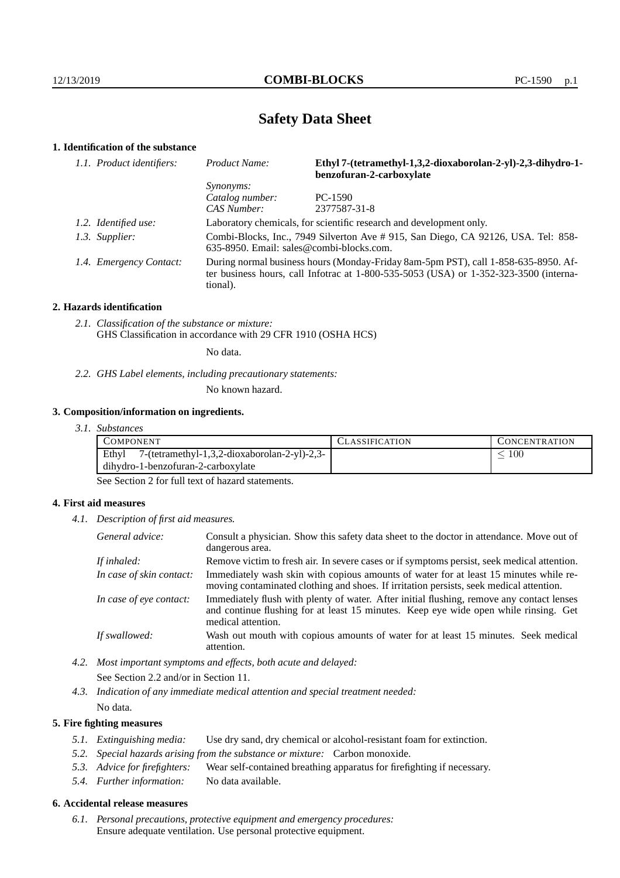# Safety Data Sheet

## 1. Identification of the substance

*1.1. Product identifiers:*

*Product Name:* **Ethyl 7-(tetramethyl-1,3,2-dioxaborolan-2-yl)-2,3-dihydro-1-benzofuran-2-carboxylate**

*Synonyms:*

*Catalog number:* PC-1590

*CAS Number:* 2377587-31-8

*1.2. Identified use:* Laboratory chemicals, for scientific research and development only.

*1.3. Supplier:* Combi-Blocks, Inc., 7949 Silverton Ave # 915, San Diego, CA 92126, USA. Tel: 858-635-8950. Email: sales@combi-blocks.com.

*1.4. Emergency Contact:* During normal business hours (Monday-Friday 8am-5pm PST), call 1-858-635-8950. After business hours, call Infotrac at 1-800-535-5053 (USA) or 1-352-323-3500 (international).

## 2. Hazards identification

*2.1. Classification of the substance or mixture:*
GHS Classification in accordance with 29 CFR 1910 (OSHA HCS)

No data.

*2.2. GHS Label elements, including precautionary statements:*

No known hazard.

## 3. Composition/information on ingredients.

*3.1. Substances*

| Component | Classification | Concentration |
|---|---|---|
| Ethyl 7-(tetramethyl-1,3,2-dioxaborolan-2-yl)-2,3-dihydro-1-benzofuran-2-carboxylate | | $\leq 100$ |

See Section 2 for full text of hazard statements.

## 4. First aid measures

*4.1. Description of first aid measures.*

*General advice:* Consult a physician. Show this safety data sheet to the doctor in attendance. Move out of dangerous area.

*If inhaled:* Remove victim to fresh air. In severe cases or if symptoms persist, seek medical attention.

*In case of skin contact:* Immediately wash skin with copious amounts of water for at least 15 minutes while removing contaminated clothing and shoes. If irritation persists, seek medical attention.

*In case of eye contact:* Immediately flush with plenty of water. After initial flushing, remove any contact lenses and continue flushing for at least 15 minutes. Keep eye wide open while rinsing. Get medical attention.

*If swallowed:* Wash out mouth with copious amounts of water for at least 15 minutes. Seek medical attention.

*4.2. Most important symptoms and effects, both acute and delayed:*

See Section 2.2 and/or in Section 11.

*4.3. Indication of any immediate medical attention and special treatment needed:*

No data.

## 5. Fire fighting measures

*5.1. Extinguishing media:* Use dry sand, dry chemical or alcohol-resistant foam for extinction.

*5.2. Special hazards arising from the substance or mixture:* Carbon monoxide.

*5.3. Advice for firefighters:* Wear self-contained breathing apparatus for firefighting if necessary.

*5.4. Further information:* No data available.

## 6. Accidental release measures

*6.1. Personal precautions, protective equipment and emergency procedures:*
Ensure adequate ventilation. Use personal protective equipment.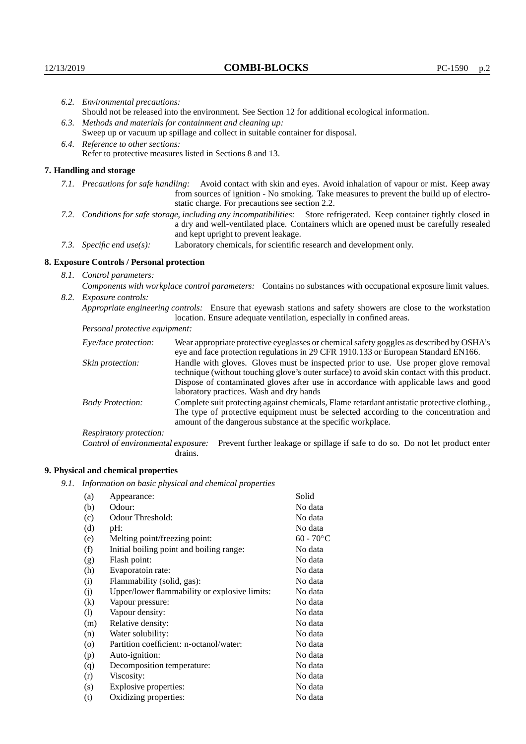6.2. *Environmental precautions:*
Should not be released into the environment. See Section 12 for additional ecological information.

6.3. *Methods and materials for containment and cleaning up:*
Sweep up or vacuum up spillage and collect in suitable container for disposal.

6.4. *Reference to other sections:*
Refer to protective measures listed in Sections 8 and 13.

## 7. Handling and storage

7.1. *Precautions for safe handling:* Avoid contact with skin and eyes. Avoid inhalation of vapour or mist. Keep away from sources of ignition - No smoking. Take measures to prevent the build up of electrostatic charge. For precautions see section 2.2.

7.2. *Conditions for safe storage, including any incompatibilities:* Store refrigerated. Keep container tightly closed in a dry and well-ventilated place. Containers which are opened must be carefully resealed and kept upright to prevent leakage.

7.3. *Specific end use(s):* Laboratory chemicals, for scientific research and development only.

## 8. Exposure Controls / Personal protection

8.1. *Control parameters:*
*Components with workplace control parameters:* Contains no substances with occupational exposure limit values.

8.2. *Exposure controls:*
*Appropriate engineering controls:* Ensure that eyewash stations and safety showers are close to the workstation location. Ensure adequate ventilation, especially in confined areas.

*Personal protective equipment:*

*Eye/face protection:* Wear appropriate protective eyeglasses or chemical safety goggles as described by OSHA's eye and face protection regulations in 29 CFR 1910.133 or European Standard EN166.

*Skin protection:* Handle with gloves. Gloves must be inspected prior to use. Use proper glove removal technique (without touching glove's outer surface) to avoid skin contact with this product. Dispose of contaminated gloves after use in accordance with applicable laws and good laboratory practices. Wash and dry hands

*Body Protection:* Complete suit protecting against chemicals, Flame retardant antistatic protective clothing., The type of protective equipment must be selected according to the concentration and amount of the dangerous substance at the specific workplace.

*Respiratory protection:*

*Control of environmental exposure:* Prevent further leakage or spillage if safe to do so. Do not let product enter drains.

## 9. Physical and chemical properties

9.1. *Information on basic physical and chemical properties*

| | | |
|---|---|---|
| (a) | Appearance: | Solid |
| (b) | Odour: | No data |
| (c) | Odour Threshold: | No data |
| (d) | pH: | No data |
| (e) | Melting point/freezing point: | 60 - 70°C |
| (f) | Initial boiling point and boiling range: | No data |
| (g) | Flash point: | No data |
| (h) | Evaporatoin rate: | No data |
| (i) | Flammability (solid, gas): | No data |
| (j) | Upper/lower flammability or explosive limits: | No data |
| (k) | Vapour pressure: | No data |
| (l) | Vapour density: | No data |
| (m) | Relative density: | No data |
| (n) | Water solubility: | No data |
| (o) | Partition coefficient: n-octanol/water: | No data |
| (p) | Auto-ignition: | No data |
| (q) | Decomposition temperature: | No data |
| (r) | Viscosity: | No data |
| (s) | Explosive properties: | No data |
| (t) | Oxidizing properties: | No data |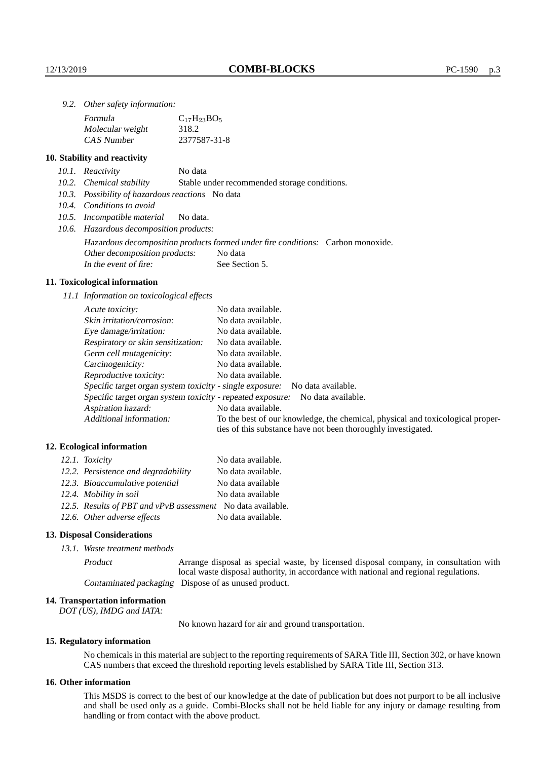*9.2. Other safety information:*

| | |
|---|---|
| *Formula* | $C_{17}H_{23}BO_5$ |
| *Molecular weight* | 318.2 |
| *CAS Number* | 2377587-31-8 |

## 10. Stability and reactivity

*10.1. Reactivity* No data

*10.2. Chemical stability* Stable under recommended storage conditions.

*10.3. Possibility of hazardous reactions* No data

*10.4. Conditions to avoid*

*10.5. Incompatible material* No data.

*10.6. Hazardous decomposition products:*

*Hazardous decomposition products formed under fire conditions:* Carbon monoxide.

*Other decomposition products:* No data

*In the event of fire:* See Section 5.

## 11. Toxicological information

*11.1 Information on toxicological effects*

| | |
|---|---|
| *Acute toxicity:* | No data available. |
| *Skin irritation/corrosion:* | No data available. |
| *Eye damage/irritation:* | No data available. |
| *Respiratory or skin sensitization:* | No data available. |
| *Germ cell mutagenicity:* | No data available. |
| *Carcinogenicity:* | No data available. |
| *Reproductive toxicity:* | No data available. |
| *Specific target organ system toxicity - single exposure:* | No data available. |
| *Specific target organ system toxicity - repeated exposure:* | No data available. |
| *Aspiration hazard:* | No data available. |
| *Additional information:* | To the best of our knowledge, the chemical, physical and toxicological properties of this substance have not been thoroughly investigated. |

## 12. Ecological information

| | |
|---|---|
| *12.1. Toxicity* | No data available. |
| *12.2. Persistence and degradability* | No data available. |
| *12.3. Bioaccumulative potential* | No data available |
| *12.4. Mobility in soil* | No data available |
| *12.5. Results of PBT and vPvB assessment* | No data available. |
| *12.6. Other adverse effects* | No data available. |

## 13. Disposal Considerations

*13.1. Waste treatment methods*

*Product* Arrange disposal as special waste, by licensed disposal company, in consultation with local waste disposal authority, in accordance with national and regional regulations.

*Contaminated packaging* Dispose of as unused product.

## 14. Transportation information

*DOT (US), IMDG and IATA:*

No known hazard for air and ground transportation.

## 15. Regulatory information

No chemicals in this material are subject to the reporting requirements of SARA Title III, Section 302, or have known CAS numbers that exceed the threshold reporting levels established by SARA Title III, Section 313.

## 16. Other information

This MSDS is correct to the best of our knowledge at the date of publication but does not purport to be all inclusive and shall be used only as a guide. Combi-Blocks shall not be held liable for any injury or damage resulting from handling or from contact with the above product.